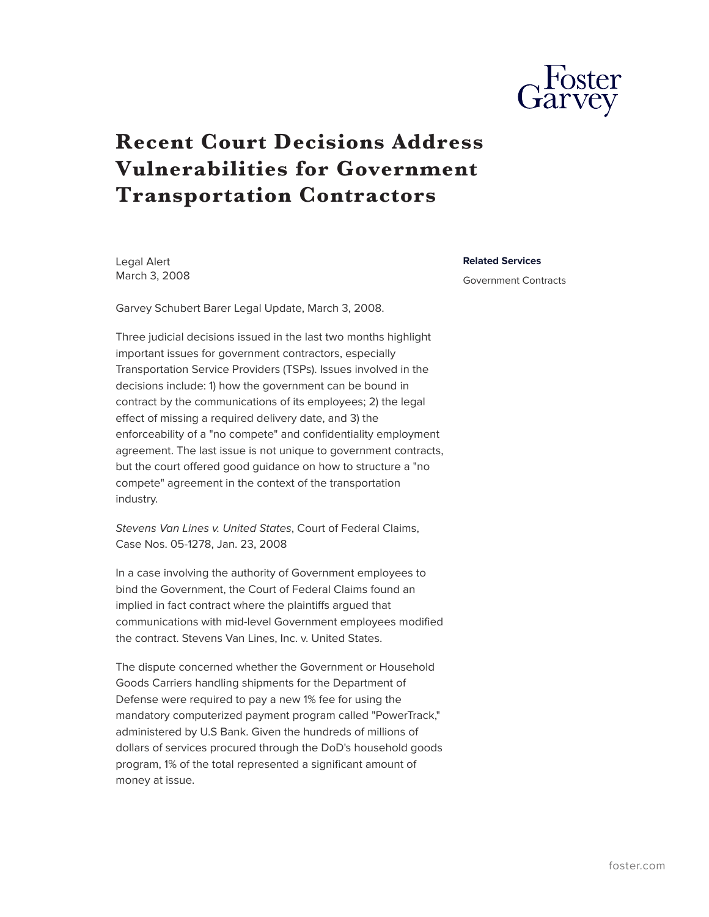# Recent Court Decisions Address Vulnerabilities for Government Transportation Contractors

Legal Alert
March 3, 2008

**Related Services**

Government Contracts

Garvey Schubert Barer Legal Update, March 3, 2008.

Three judicial decisions issued in the last two months highlight important issues for government contractors, especially Transportation Service Providers (TSPs). Issues involved in the decisions include: 1) how the government can be bound in contract by the communications of its employees; 2) the legal effect of missing a required delivery date, and 3) the enforceability of a "no compete" and confidentiality employment agreement. The last issue is not unique to government contracts, but the court offered good guidance on how to structure a "no compete" agreement in the context of the transportation industry.

*Stevens Van Lines v. United States*, Court of Federal Claims, Case Nos. 05-1278, Jan. 23, 2008

In a case involving the authority of Government employees to bind the Government, the Court of Federal Claims found an implied in fact contract where the plaintiffs argued that communications with mid-level Government employees modified the contract. Stevens Van Lines, Inc. v. United States.

The dispute concerned whether the Government or Household Goods Carriers handling shipments for the Department of Defense were required to pay a new 1% fee for using the mandatory computerized payment program called "PowerTrack," administered by U.S Bank. Given the hundreds of millions of dollars of services procured through the DoD's household goods program, 1% of the total represented a significant amount of money at issue.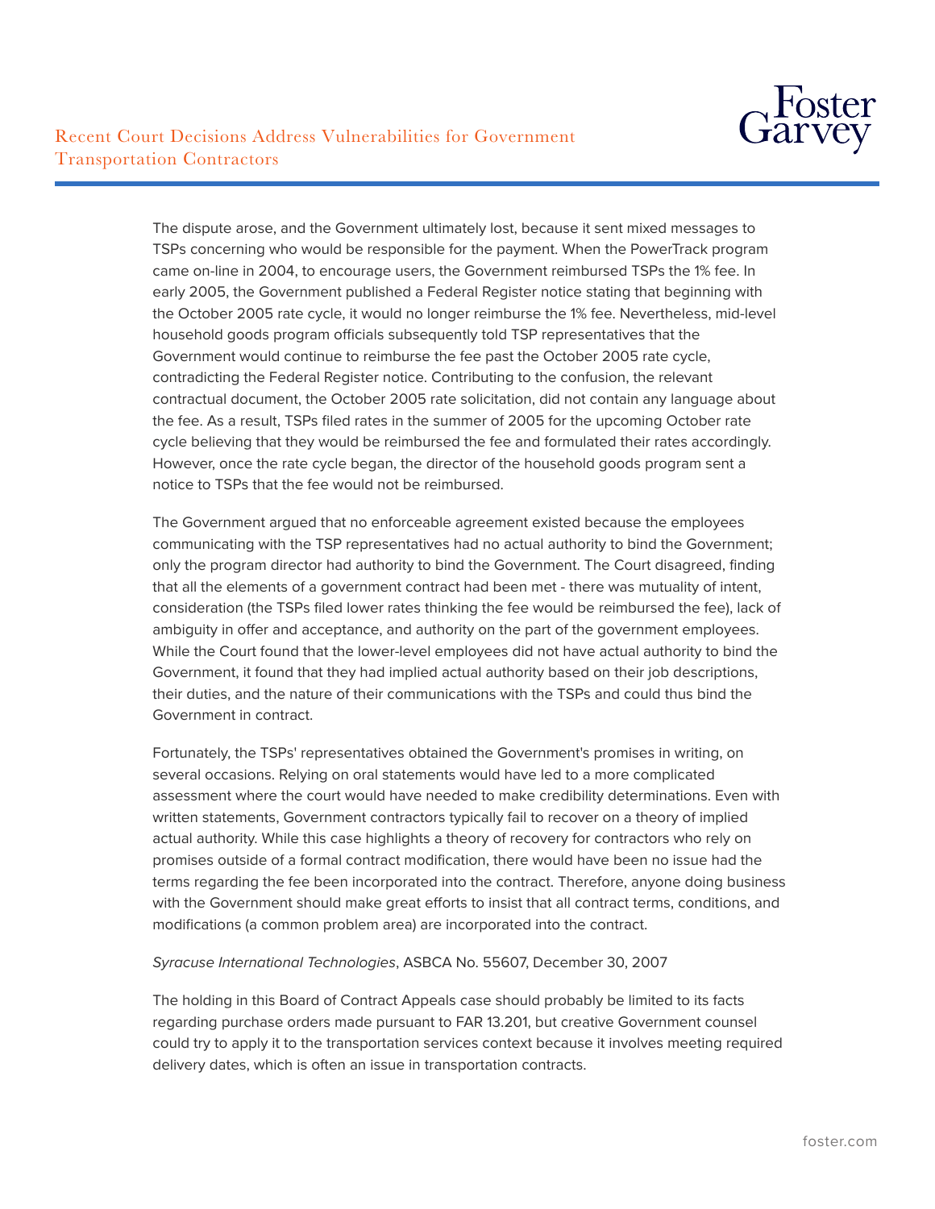The dispute arose, and the Government ultimately lost, because it sent mixed messages to TSPs concerning who would be responsible for the payment. When the PowerTrack program came on-line in 2004, to encourage users, the Government reimbursed TSPs the 1% fee. In early 2005, the Government published a Federal Register notice stating that beginning with the October 2005 rate cycle, it would no longer reimburse the 1% fee. Nevertheless, mid-level household goods program officials subsequently told TSP representatives that the Government would continue to reimburse the fee past the October 2005 rate cycle, contradicting the Federal Register notice. Contributing to the confusion, the relevant contractual document, the October 2005 rate solicitation, did not contain any language about the fee. As a result, TSPs filed rates in the summer of 2005 for the upcoming October rate cycle believing that they would be reimbursed the fee and formulated their rates accordingly. However, once the rate cycle began, the director of the household goods program sent a notice to TSPs that the fee would not be reimbursed.

The Government argued that no enforceable agreement existed because the employees communicating with the TSP representatives had no actual authority to bind the Government; only the program director had authority to bind the Government. The Court disagreed, finding that all the elements of a government contract had been met - there was mutuality of intent, consideration (the TSPs filed lower rates thinking the fee would be reimbursed the fee), lack of ambiguity in offer and acceptance, and authority on the part of the government employees. While the Court found that the lower-level employees did not have actual authority to bind the Government, it found that they had implied actual authority based on their job descriptions, their duties, and the nature of their communications with the TSPs and could thus bind the Government in contract.

Fortunately, the TSPs' representatives obtained the Government's promises in writing, on several occasions. Relying on oral statements would have led to a more complicated assessment where the court would have needed to make credibility determinations. Even with written statements, Government contractors typically fail to recover on a theory of implied actual authority. While this case highlights a theory of recovery for contractors who rely on promises outside of a formal contract modification, there would have been no issue had the terms regarding the fee been incorporated into the contract. Therefore, anyone doing business with the Government should make great efforts to insist that all contract terms, conditions, and modifications (a common problem area) are incorporated into the contract.

*Syracuse International Technologies*, ASBCA No. 55607, December 30, 2007

The holding in this Board of Contract Appeals case should probably be limited to its facts regarding purchase orders made pursuant to FAR 13.201, but creative Government counsel could try to apply it to the transportation services context because it involves meeting required delivery dates, which is often an issue in transportation contracts.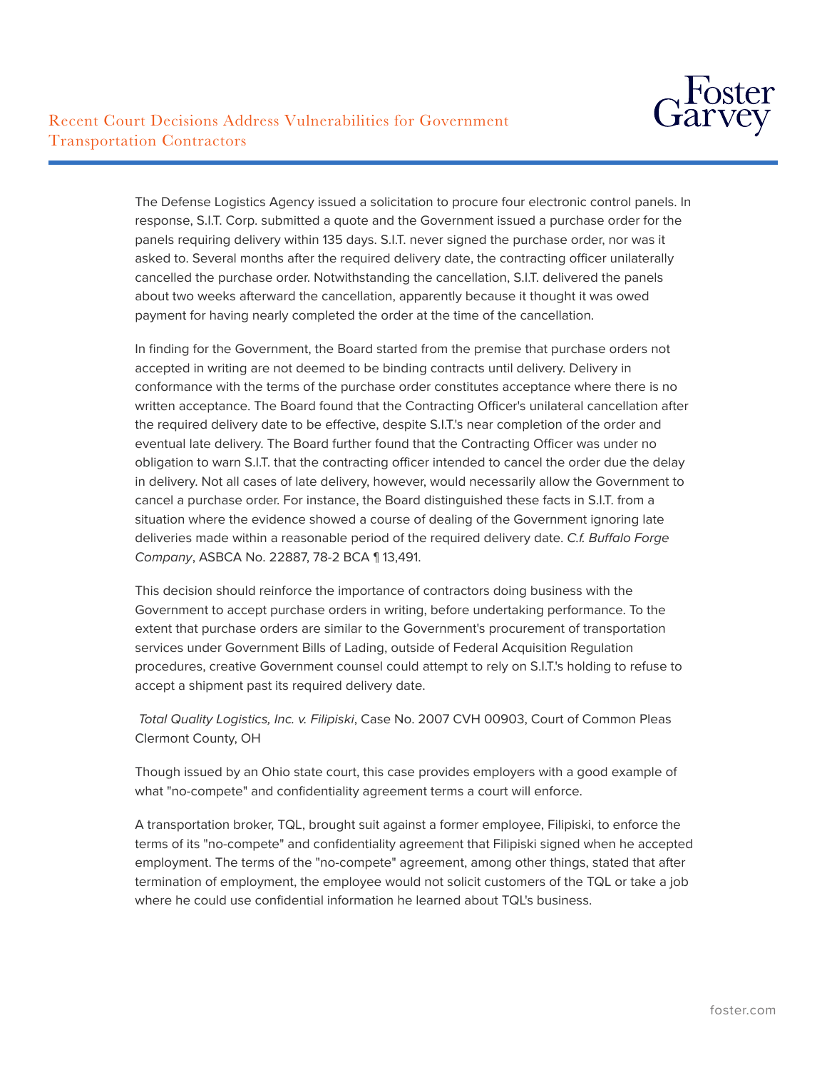The Defense Logistics Agency issued a solicitation to procure four electronic control panels. In response, S.I.T. Corp. submitted a quote and the Government issued a purchase order for the panels requiring delivery within 135 days. S.I.T. never signed the purchase order, nor was it asked to. Several months after the required delivery date, the contracting officer unilaterally cancelled the purchase order. Notwithstanding the cancellation, S.I.T. delivered the panels about two weeks afterward the cancellation, apparently because it thought it was owed payment for having nearly completed the order at the time of the cancellation.

In finding for the Government, the Board started from the premise that purchase orders not accepted in writing are not deemed to be binding contracts until delivery. Delivery in conformance with the terms of the purchase order constitutes acceptance where there is no written acceptance. The Board found that the Contracting Officer's unilateral cancellation after the required delivery date to be effective, despite S.I.T.'s near completion of the order and eventual late delivery. The Board further found that the Contracting Officer was under no obligation to warn S.I.T. that the contracting officer intended to cancel the order due the delay in delivery. Not all cases of late delivery, however, would necessarily allow the Government to cancel a purchase order. For instance, the Board distinguished these facts in S.I.T. from a situation where the evidence showed a course of dealing of the Government ignoring late deliveries made within a reasonable period of the required delivery date. *C.f. Buffalo Forge Company*, ASBCA No. 22887, 78-2 BCA ¶ 13,491.

This decision should reinforce the importance of contractors doing business with the Government to accept purchase orders in writing, before undertaking performance. To the extent that purchase orders are similar to the Government's procurement of transportation services under Government Bills of Lading, outside of Federal Acquisition Regulation procedures, creative Government counsel could attempt to rely on S.I.T.'s holding to refuse to accept a shipment past its required delivery date.

*Total Quality Logistics, Inc. v. Filipiski*, Case No. 2007 CVH 00903, Court of Common Pleas Clermont County, OH

Though issued by an Ohio state court, this case provides employers with a good example of what "no-compete" and confidentiality agreement terms a court will enforce.

A transportation broker, TQL, brought suit against a former employee, Filipiski, to enforce the terms of its "no-compete" and confidentiality agreement that Filipiski signed when he accepted employment. The terms of the "no-compete" agreement, among other things, stated that after termination of employment, the employee would not solicit customers of the TQL or take a job where he could use confidential information he learned about TQL's business.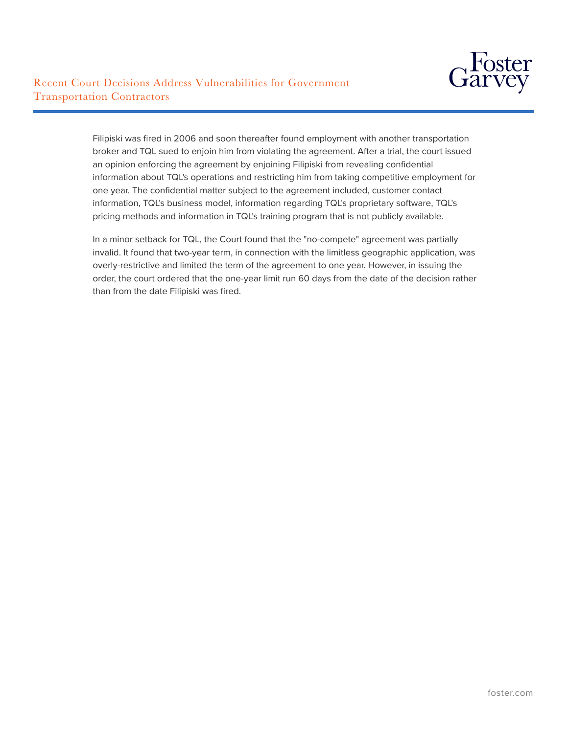Filipiski was fired in 2006 and soon thereafter found employment with another transportation broker and TQL sued to enjoin him from violating the agreement. After a trial, the court issued an opinion enforcing the agreement by enjoining Filipiski from revealing confidential information about TQL's operations and restricting him from taking competitive employment for one year. The confidential matter subject to the agreement included, customer contact information, TQL's business model, information regarding TQL's proprietary software, TQL's pricing methods and information in TQL's training program that is not publicly available.

In a minor setback for TQL, the Court found that the "no-compete" agreement was partially invalid. It found that two-year term, in connection with the limitless geographic application, was overly-restrictive and limited the term of the agreement to one year. However, in issuing the order, the court ordered that the one-year limit run 60 days from the date of the decision rather than from the date Filipiski was fired.